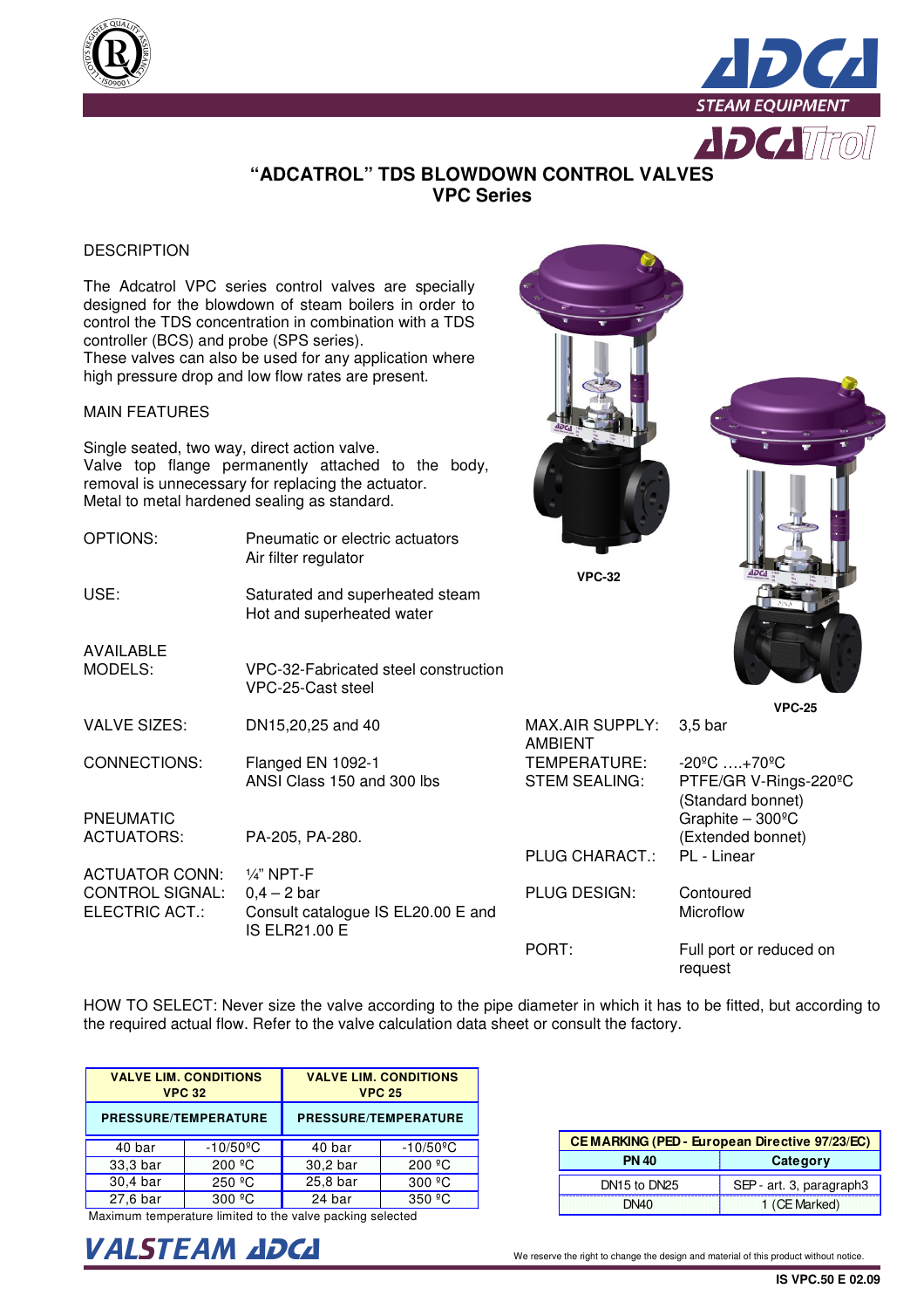# "ADCATROL" TDS BLOWDOWN CONTROL VALVES
## VPC Series

DESCRIPTION

The Adcatrol VPC series control valves are specially designed for the blowdown of steam boilers in order to control the TDS concentration in combination with a TDS controller (BCS) and probe (SPS series).
These valves can also be used for any application where high pressure drop and low flow rates are present.

MAIN FEATURES

Single seated, two way, direct action valve.
Valve top flange permanently attached to the body, removal is unnecessary for replacing the actuator.
Metal to metal hardened sealing as standard.

| | |
|---|---|
| OPTIONS: | Pneumatic or electric actuators<br>Air filter regulator |
| USE: | Saturated and superheated steam<br>Hot and superheated water |
| AVAILABLE MODELS: | VPC-32-Fabricated steel construction<br>VPC-25-Cast steel |
| VALVE SIZES: | DN15,20,25 and 40 |
| CONNECTIONS: | Flanged EN 1092-1<br>ANSI Class 150 and 300 lbs |
| PNEUMATIC ACTUATORS: | PA-205, PA-280. |
| ACTUATOR CONN: | ¼" NPT-F |
| CONTROL SIGNAL: | 0,4 – 2 bar |
| ELECTRIC ACT.: | Consult catalogue IS EL20.00 E and IS ELR21.00 E |

VPC-32

VPC-25

| | |
|---|---|
| MAX.AIR SUPPLY: | 3,5 bar |
| AMBIENT TEMPERATURE: | -20ºC ….+70ºC |
| STEM SEALING: | PTFE/GR V-Rings-220ºC (Standard bonnet)<br>Graphite – 300ºC (Extended bonnet) |
| PLUG CHARACT.: | PL - Linear |
| PLUG DESIGN: | Contoured<br>Microflow |
| PORT: | Full port or reduced on request |

HOW TO SELECT: Never size the valve according to the pipe diameter in which it has to be fitted, but according to the required actual flow. Refer to the valve calculation data sheet or consult the factory.

| VALVE LIM. CONDITIONS VPC 32 | | VALVE LIM. CONDITIONS VPC 25 | |
|---|---|---|---|
| PRESSURE/TEMPERATURE | | PRESSURE/TEMPERATURE | |
| 40 bar | -10/50ºC | 40 bar | -10/50ºC |
| 33,3 bar | 200 ºC | 30,2 bar | 200 ºC |
| 30,4 bar | 250 ºC | 25,8 bar | 300 ºC |
| 27,6 bar | 300 ºC | 24 bar | 350 ºC |

Maximum temperature limited to the valve packing selected

| CE MARKING (PED - European Directive 97/23/EC) | |
|---|---|
| PN 40 | Category |
| DN15 to DN25 | SEP - art. 3, paragraph3 |
| DN40 | 1 (CE Marked) |

We reserve the right to change the design and material of this product without notice.

IS VPC.50 E 02.09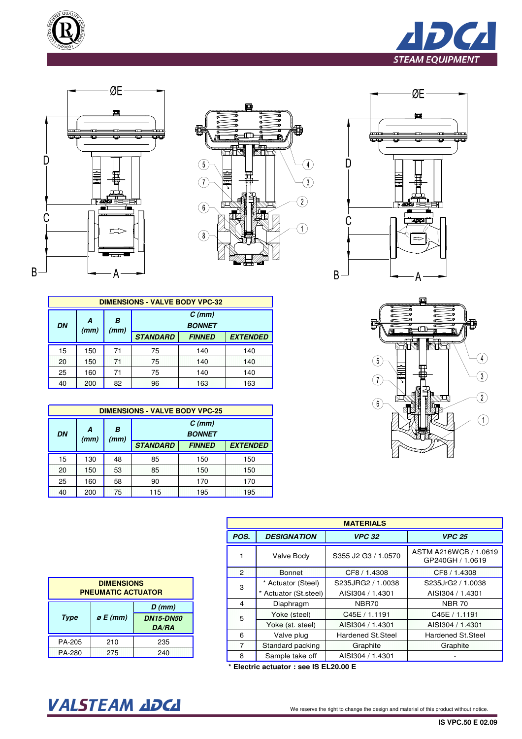## DIMENSIONS - VALVE BODY VPC-32

| DN | A (mm) | B (mm) | C (mm) BONNET | | |
|---|---|---|---|---|---|
| | | | STANDARD | FINNED | EXTENDED |
| 15 | 150 | 71 | 75 | 140 | 140 |
| 20 | 150 | 71 | 75 | 140 | 140 |
| 25 | 160 | 71 | 75 | 140 | 140 |
| 40 | 200 | 82 | 96 | 163 | 163 |

## DIMENSIONS - VALVE BODY VPC-25

| DN | A (mm) | B (mm) | C (mm) BONNET | | |
|---|---|---|---|---|---|
| | | | STANDARD | FINNED | EXTENDED |
| 15 | 130 | 48 | 85 | 150 | 150 |
| 20 | 150 | 53 | 85 | 150 | 150 |
| 25 | 160 | 58 | 90 | 170 | 170 |
| 40 | 200 | 75 | 115 | 195 | 195 |

## DIMENSIONS PNEUMATIC ACTUATOR

| Type | ø E (mm) | D (mm) DN15-DN50 DA/RA |
|---|---|---|
| PA-205 | 210 | 235 |
| PA-280 | 275 | 240 |

## MATERIALS

| POS. | DESIGNATION | VPC 32 | VPC 25 |
|---|---|---|---|
| 1 | Valve Body | S355 J2 G3 / 1.0570 | ASTM A216WCB / 1.0619 GP240GH / 1.0619 |
| 2 | Bonnet | CF8 / 1.4308 | CF8 / 1.4308 |
| 3 | * Actuator (Steel) | S235JRG2 / 1.0038 | S235JrG2 / 1.0038 |
| | * Actuator (St.steel) | AISI304 / 1.4301 | AISI304 / 1.4301 |
| 4 | Diaphragm | NBR70 | NBR 70 |
| 5 | Yoke (steel) | C45E / 1.1191 | C45E / 1.1191 |
| | Yoke (st. steel) | AISI304 / 1.4301 | AISI304 / 1.4301 |
| 6 | Valve plug | Hardened St.Steel | Hardened St.Steel |
| 7 | Standard packing | Graphite | Graphite |
| 8 | Sample take off | AISI304 / 1.4301 | - |

**\* Electric actuator : see IS EL20.00 E**

We reserve the right to change the design and material of this product without notice.

IS VPC.50 E 02.09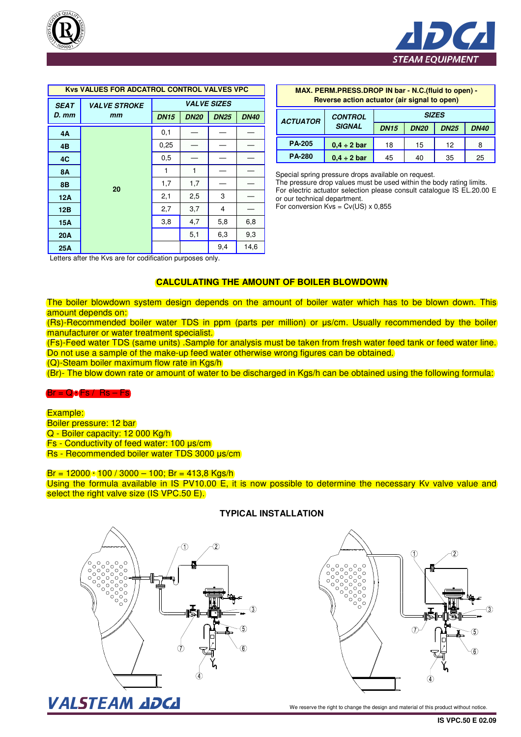| Kvs VALUES FOR ADCATROL CONTROL VALVES VPC | | | | | |
|---|---|---|---|---|---|
| SEAT D. mm | VALVE STROKE mm | VALVE SIZES | | | |
| | | DN15 | DN20 | DN25 | DN40 |
| 4A | 20 | 0,1 | — | — | — |
| 4B | | 0,25 | — | — | — |
| 4C | | 0,5 | — | — | — |
| 8A | | 1 | 1 | — | — |
| 8B | | 1,7 | 1,7 | — | — |
| 12A | | 2,1 | 2,5 | 3 | — |
| 12B | | 2,7 | 3,7 | 4 | — |
| 15A | | 3,8 | 4,7 | 5,8 | 6,8 |
| 20A | | | 5,1 | 6,3 | 9,3 |
| 25A | | | | 9,4 | 14,6 |

Letters after the Kvs are for codification purposes only.

| MAX. PERM.PRESS.DROP IN bar - N.C.(fluid to open) - Reverse action actuator (air signal to open) | | | | | |
|---|---|---|---|---|---|
| ACTUATOR | CONTROL SIGNAL | SIZES | | | |
| | | DN15 | DN20 | DN25 | DN40 |
| PA-205 | 0,4 ÷ 2 bar | 18 | 15 | 12 | 8 |
| PA-280 | 0,4 ÷ 2 bar | 45 | 40 | 35 | 25 |

Special spring pressure drops available on request.
The pressure drop values must be used within the body rating limits.
For electric actuator selection please consult catalogue IS EL.20.00 E or our technical department.
For conversion Kvs = Cv(US) x 0,855

## CALCULATING THE AMOUNT OF BOILER BLOWDOWN

The boiler blowdown system design depends on the amount of boiler water which has to be blown down. This amount depends on:

(Rs)-Recommended boiler water TDS in ppm (parts per million) or µs/cm. Usually recommended by the boiler manufacturer or water treatment specialist.

(Fs)-Feed water TDS (same units) .Sample for analysis must be taken from fresh water feed tank or feed water line. Do not use a sample of the make-up feed water otherwise wrong figures can be obtained.

(Q)-Steam boiler maximum flow rate in Kgs/h

(Br)- The blow down rate or amount of water to be discharged in Kgs/h can be obtained using the following formula:

$Br = Q \cdot Fs / Rs - Fs$

Example:
Boiler pressure: 12 bar
Q - Boiler capacity: 12 000 Kg/h
Fs - Conductivity of feed water: 100 µs/cm
Rs - Recommended boiler water TDS 3000 µs/cm

$Br = 12000 \cdot 100 / 3000 - 100$; $Br = 413{,}8$ Kgs/h

Using the formula available in IS PV10.00 E, it is now possible to determine the necessary Kv valve value and select the right valve size (IS VPC.50 E).

### TYPICAL INSTALLATION

We reserve the right to change the design and material of this product without notice.

IS VPC.50 E 02.09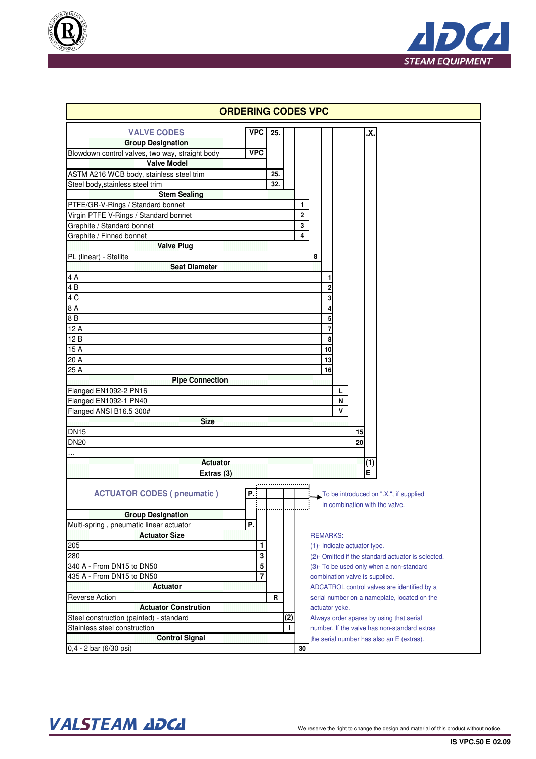## ORDERING CODES VPC

### VALVE CODES

VPC | 25. | | | | | | | .X.

| Description | Code |
|---|---|
| **Group Designation** | |
| Blowdown control valves, two way, straight body | VPC |
| **Valve Model** | |
| ASTM A216 WCB body, stainless steel trim | 25. |
| Steel body,stainless steel trim | 32. |
| **Stem Sealing** | |
| PTFE/GR-V-Rings / Standard bonnet | 1 |
| Virgin PTFE V-Rings / Standard bonnet | 2 |
| Graphite / Standard bonnet | 3 |
| Graphite / Finned bonnet | 4 |
| **Valve Plug** | |
| PL (linear) - Stellite | 8 |
| **Seat Diameter** | |
| 4 A | 1 |
| 4 B | 2 |
| 4 C | 3 |
| 8 A | 4 |
| 8 B | 5 |
| 12 A | 7 |
| 12 B | 8 |
| 15 A | 10 |
| 20 A | 13 |
| 25 A | 16 |
| **Pipe Connection** | |
| Flanged EN1092-2 PN16 | L |
| Flanged EN1092-1 PN40 | N |
| Flanged ANSI B16.5 300# | V |
| **Size** | |
| DN15 | 15 |
| DN20 | 20 |
| ... | |
| **Actuator** | (1) |
| **Extras (3)** | E |

### ACTUATOR CODES ( pneumatic )

P. | | | |

→ To be introduced on ".X.", if supplied in combination with the valve.

| Description | Code |
|---|---|
| **Group Designation** | |
| Multi-spring , pneumatic linear actuator | P. |
| **Actuator Size** | |
| 205 | 1 |
| 280 | 3 |
| 340 A - From DN15 to DN50 | 5 |
| 435 A - From DN15 to DN50 | 7 |
| **Actuator** | |
| Reverse Action | R |
| **Actuator Constrution** | |
| Steel construction (painted) - standard | (2) |
| Stainless steel construction | I |
| **Control Signal** | |
| 0,4 - 2 bar (6/30 psi) | 30 |

REMARKS:

(1)- Indicate actuator type.

(2)- Omitted if the standard actuator is selected.

(3)- To be used only when a non-standard combination valve is supplied.

ADCATROL control valves are identified by a serial number on a nameplate, located on the actuator yoke.

Always order spares by using that serial number. If the valve has non-standard extras the serial number has also an E (extras).

We reserve the right to change the design and material of this product without notice.

IS VPC.50 E 02.09